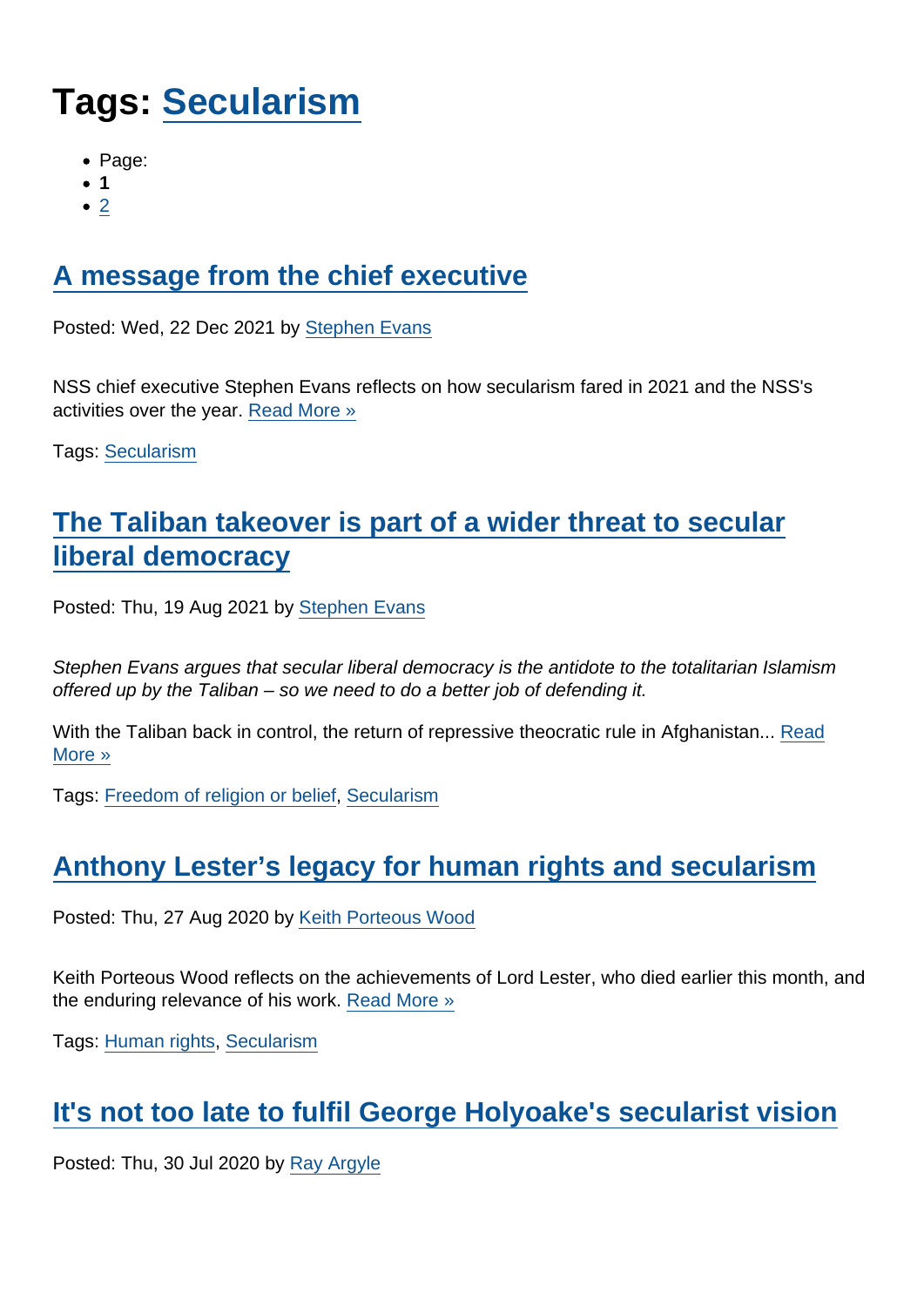# Tags: Secularism

- Page:
- **1**
- 2

## A message from the chief executive

Posted: Wed, 22 Dec 2021 by Stephen Evans

NSS chief executive Stephen Evans reflects on how secularism fared in 2021 and the NSS's activities over the year. Read More »

Tags: Secularism

## The Taliban takeover is part of a wider threat to secular liberal democracy

Posted: Thu, 19 Aug 2021 by Stephen Evans

*Stephen Evans argues that secular liberal democracy is the antidote to the totalitarian Islamism offered up by the Taliban – so we need to do a better job of defending it.*

With the Taliban back in control, the return of repressive theocratic rule in Afghanistan... Read More »

Tags: Freedom of religion or belief, Secularism

## Anthony Lester's legacy for human rights and secularism

Posted: Thu, 27 Aug 2020 by Keith Porteous Wood

Keith Porteous Wood reflects on the achievements of Lord Lester, who died earlier this month, and the enduring relevance of his work. Read More »

Tags: Human rights, Secularism

## It's not too late to fulfil George Holyoake's secularist vision

Posted: Thu, 30 Jul 2020 by Ray Argyle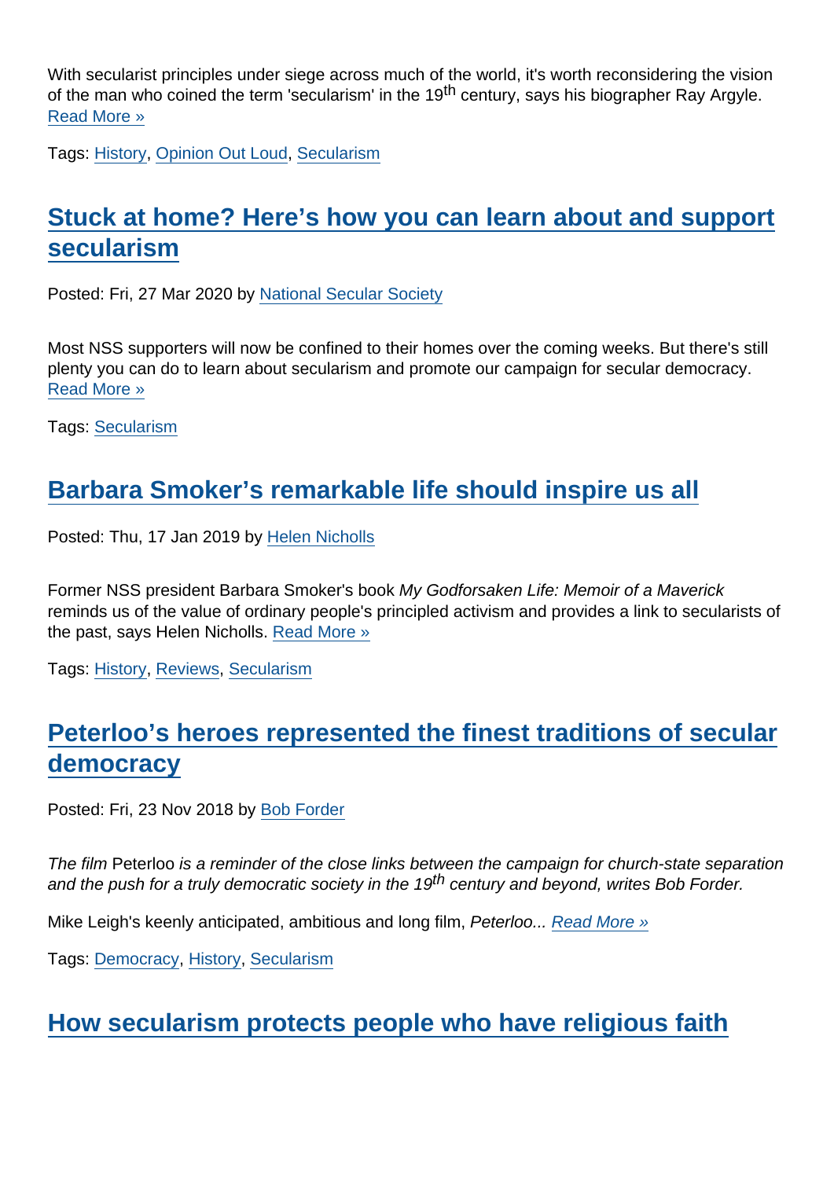With secularist principles under siege across much of the world, it's worth reconsidering the vision of the man who coined the term 'secularism' in the 19th century, says his biographer Ray Argyle. Read More »

Tags: History, Opinion Out Loud, Secularism

## Stuck at home? Here's how you can learn about and support secularism

Posted: Fri, 27 Mar 2020 by National Secular Society

Most NSS supporters will now be confined to their homes over the coming weeks. But there's still plenty you can do to learn about secularism and promote our campaign for secular democracy. Read More »

Tags: Secularism

## Barbara Smoker's remarkable life should inspire us all

Posted: Thu, 17 Jan 2019 by Helen Nicholls

Former NSS president Barbara Smoker's book *My Godforsaken Life: Memoir of a Maverick* reminds us of the value of ordinary people's principled activism and provides a link to secularists of the past, says Helen Nicholls. Read More »

Tags: History, Reviews, Secularism

## Peterloo's heroes represented the finest traditions of secular democracy

Posted: Fri, 23 Nov 2018 by Bob Forder

*The film* Peterloo *is a reminder of the close links between the campaign for church-state separation and the push for a truly democratic society in the 19th century and beyond, writes Bob Forder.*

Mike Leigh's keenly anticipated, ambitious and long film, *Peterloo*... *Read More »*

Tags: Democracy, History, Secularism

## How secularism protects people who have religious faith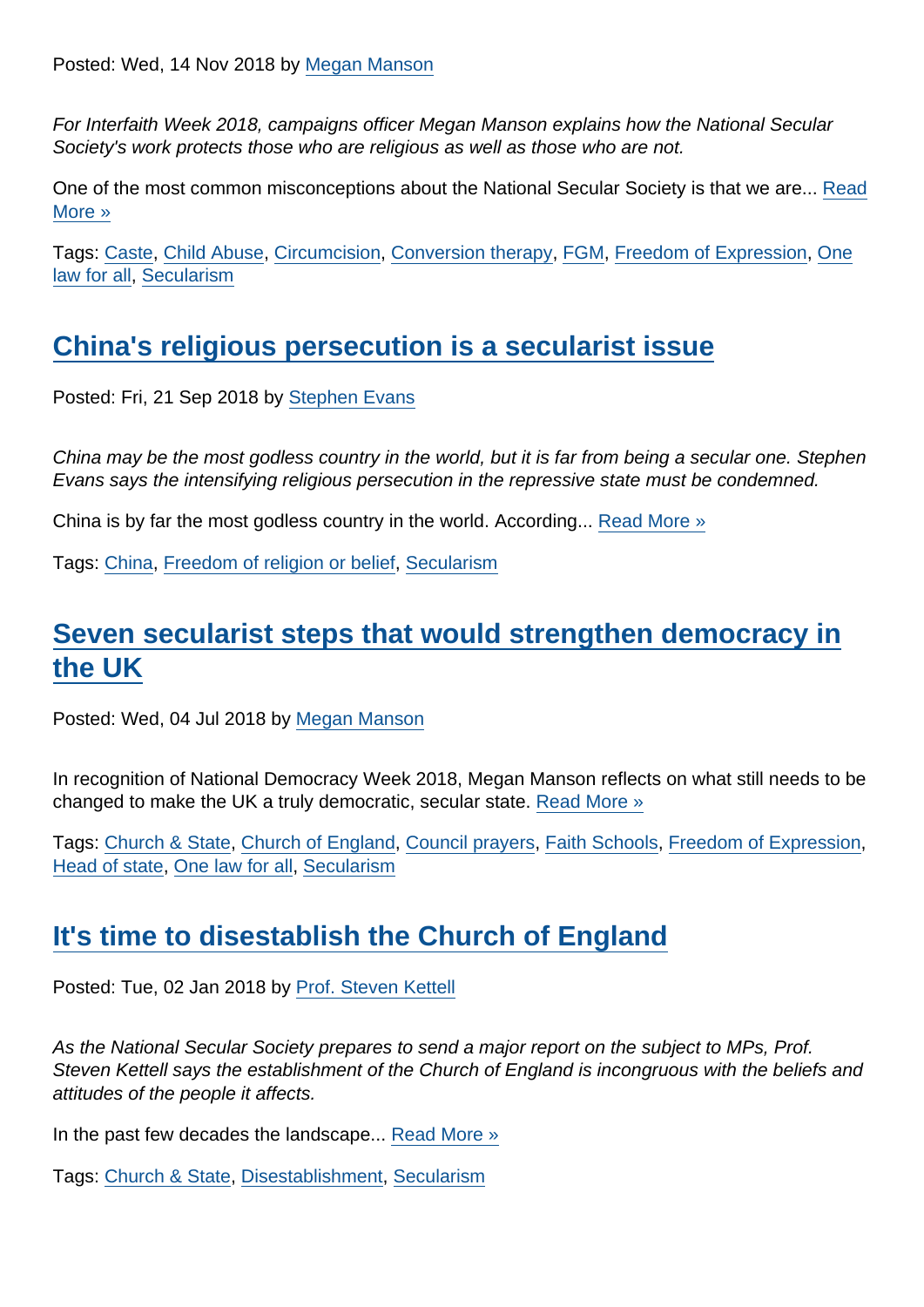Posted: Wed, 14 Nov 2018 by Megan Manson

*For Interfaith Week 2018, campaigns officer Megan Manson explains how the National Secular Society's work protects those who are religious as well as those who are not.*

One of the most common misconceptions about the National Secular Society is that we are... Read More »

Tags: Caste, Child Abuse, Circumcision, Conversion therapy, FGM, Freedom of Expression, One law for all, Secularism

## China's religious persecution is a secularist issue

Posted: Fri, 21 Sep 2018 by Stephen Evans

*China may be the most godless country in the world, but it is far from being a secular one. Stephen Evans says the intensifying religious persecution in the repressive state must be condemned.*

China is by far the most godless country in the world. According... Read More »

Tags: China, Freedom of religion or belief, Secularism

## Seven secularist steps that would strengthen democracy in the UK

Posted: Wed, 04 Jul 2018 by Megan Manson

In recognition of National Democracy Week 2018, Megan Manson reflects on what still needs to be changed to make the UK a truly democratic, secular state. Read More »

Tags: Church & State, Church of England, Council prayers, Faith Schools, Freedom of Expression, Head of state, One law for all, Secularism

## It's time to disestablish the Church of England

Posted: Tue, 02 Jan 2018 by Prof. Steven Kettell

*As the National Secular Society prepares to send a major report on the subject to MPs, Prof. Steven Kettell says the establishment of the Church of England is incongruous with the beliefs and attitudes of the people it affects.*

In the past few decades the landscape... Read More »

Tags: Church & State, Disestablishment, Secularism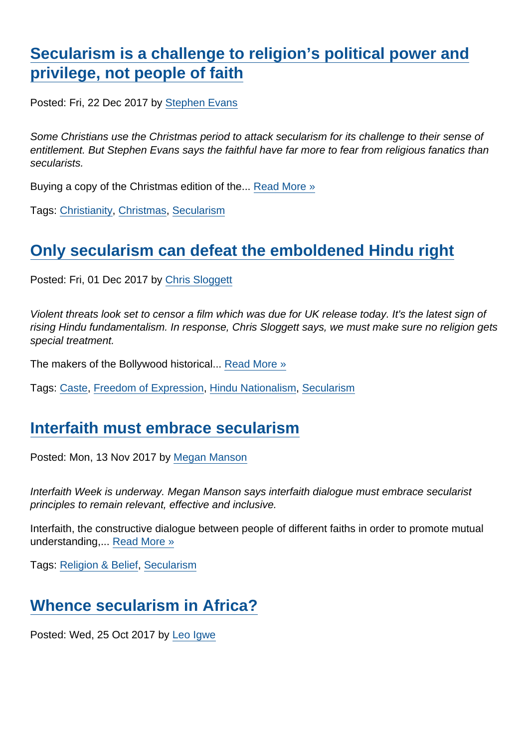## Secularism is a challenge to religion's political power and privilege, not people of faith

Posted: Fri, 22 Dec 2017 by Stephen Evans

*Some Christians use the Christmas period to attack secularism for its challenge to their sense of entitlement. But Stephen Evans says the faithful have far more to fear from religious fanatics than secularists.*

Buying a copy of the Christmas edition of the... Read More »

Tags: Christianity, Christmas, Secularism

## Only secularism can defeat the emboldened Hindu right

Posted: Fri, 01 Dec 2017 by Chris Sloggett

*Violent threats look set to censor a film which was due for UK release today. It's the latest sign of rising Hindu fundamentalism. In response, Chris Sloggett says, we must make sure no religion gets special treatment.*

The makers of the Bollywood historical... Read More »

Tags: Caste, Freedom of Expression, Hindu Nationalism, Secularism

## Interfaith must embrace secularism

Posted: Mon, 13 Nov 2017 by Megan Manson

*Interfaith Week is underway. Megan Manson says interfaith dialogue must embrace secularist principles to remain relevant, effective and inclusive.*

Interfaith, the constructive dialogue between people of different faiths in order to promote mutual understanding,... Read More »

Tags: Religion & Belief, Secularism

## Whence secularism in Africa?

Posted: Wed, 25 Oct 2017 by Leo Igwe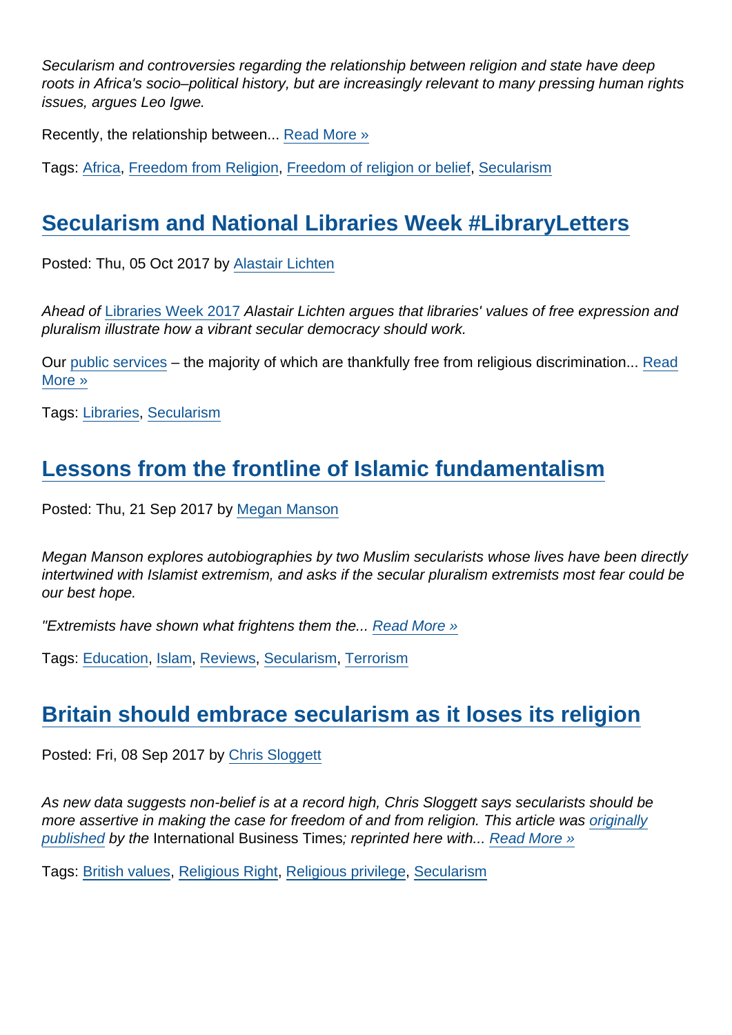*Secularism and controversies regarding the relationship between religion and state have deep roots in Africa's socio–political history, but are increasingly relevant to many pressing human rights issues, argues Leo Igwe.*

Recently, the relationship between... Read More »

Tags: Africa, Freedom from Religion, Freedom of religion or belief, Secularism

## Secularism and National Libraries Week #LibraryLetters

Posted: Thu, 05 Oct 2017 by Alastair Lichten

*Ahead of Libraries Week 2017 Alastair Lichten argues that libraries' values of free expression and pluralism illustrate how a vibrant secular democracy should work.*

Our public services – the majority of which are thankfully free from religious discrimination... Read More »

Tags: Libraries, Secularism

## Lessons from the frontline of Islamic fundamentalism

Posted: Thu, 21 Sep 2017 by Megan Manson

*Megan Manson explores autobiographies by two Muslim secularists whose lives have been directly intertwined with Islamist extremism, and asks if the secular pluralism extremists most fear could be our best hope.*

*"Extremists have shown what frightens them the... Read More »*

Tags: Education, Islam, Reviews, Secularism, Terrorism

## Britain should embrace secularism as it loses its religion

Posted: Fri, 08 Sep 2017 by Chris Sloggett

*As new data suggests non-belief is at a record high, Chris Sloggett says secularists should be more assertive in making the case for freedom of and from religion. This article was originally published by the* International Business Times*; reprinted here with... Read More »*

Tags: British values, Religious Right, Religious privilege, Secularism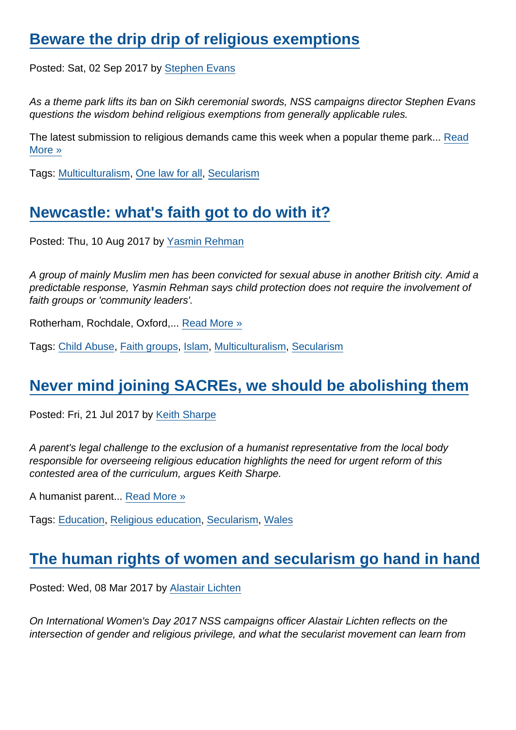## Beware the drip drip of religious exemptions

Posted: Sat, 02 Sep 2017 by Stephen Evans

*As a theme park lifts its ban on Sikh ceremonial swords, NSS campaigns director Stephen Evans questions the wisdom behind religious exemptions from generally applicable rules.*

The latest submission to religious demands came this week when a popular theme park... Read More »

Tags: Multiculturalism, One law for all, Secularism

## Newcastle: what's faith got to do with it?

Posted: Thu, 10 Aug 2017 by Yasmin Rehman

*A group of mainly Muslim men has been convicted for sexual abuse in another British city. Amid a predictable response, Yasmin Rehman says child protection does not require the involvement of faith groups or 'community leaders'.*

Rotherham, Rochdale, Oxford,... Read More »

Tags: Child Abuse, Faith groups, Islam, Multiculturalism, Secularism

## Never mind joining SACREs, we should be abolishing them

Posted: Fri, 21 Jul 2017 by Keith Sharpe

*A parent's legal challenge to the exclusion of a humanist representative from the local body responsible for overseeing religious education highlights the need for urgent reform of this contested area of the curriculum, argues Keith Sharpe.*

A humanist parent... Read More »

Tags: Education, Religious education, Secularism, Wales

## The human rights of women and secularism go hand in hand

Posted: Wed, 08 Mar 2017 by Alastair Lichten

*On International Women's Day 2017 NSS campaigns officer Alastair Lichten reflects on the intersection of gender and religious privilege, and what the secularist movement can learn from*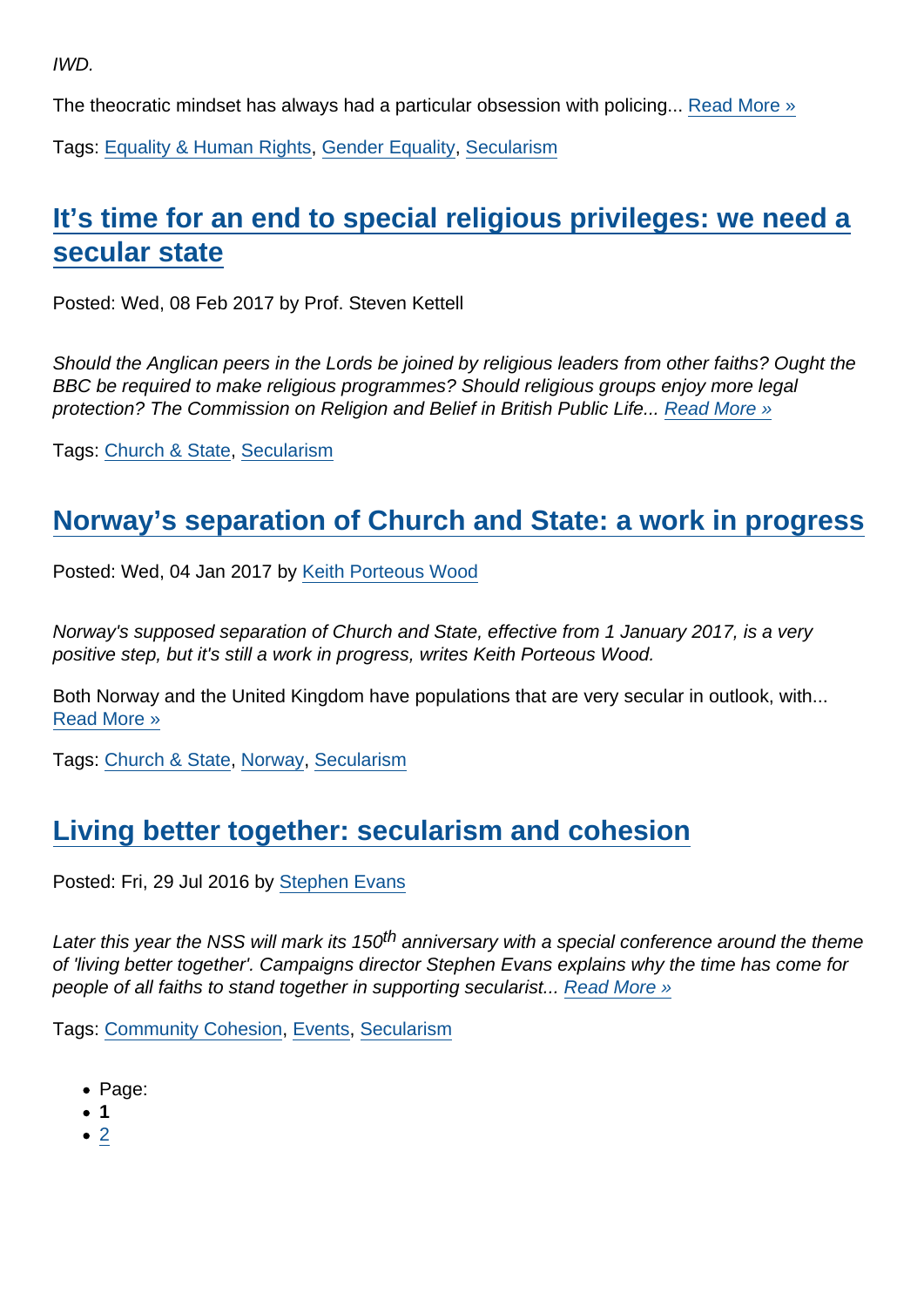*IWD.*

The theocratic mindset has always had a particular obsession with policing... Read More »

Tags: Equality & Human Rights, Gender Equality, Secularism

## It's time for an end to special religious privileges: we need a secular state

Posted: Wed, 08 Feb 2017 by Prof. Steven Kettell

*Should the Anglican peers in the Lords be joined by religious leaders from other faiths? Ought the BBC be required to make religious programmes? Should religious groups enjoy more legal protection? The Commission on Religion and Belief in British Public Life...* Read More »

Tags: Church & State, Secularism

## Norway's separation of Church and State: a work in progress

Posted: Wed, 04 Jan 2017 by Keith Porteous Wood

*Norway's supposed separation of Church and State, effective from 1 January 2017, is a very positive step, but it's still a work in progress, writes Keith Porteous Wood.*

Both Norway and the United Kingdom have populations that are very secular in outlook, with... Read More »

Tags: Church & State, Norway, Secularism

## Living better together: secularism and cohesion

Posted: Fri, 29 Jul 2016 by Stephen Evans

*Later this year the NSS will mark its 150th anniversary with a special conference around the theme of 'living better together'. Campaigns director Stephen Evans explains why the time has come for people of all faiths to stand together in supporting secularist...* Read More »

Tags: Community Cohesion, Events, Secularism

- Page:
- **1**
- 2